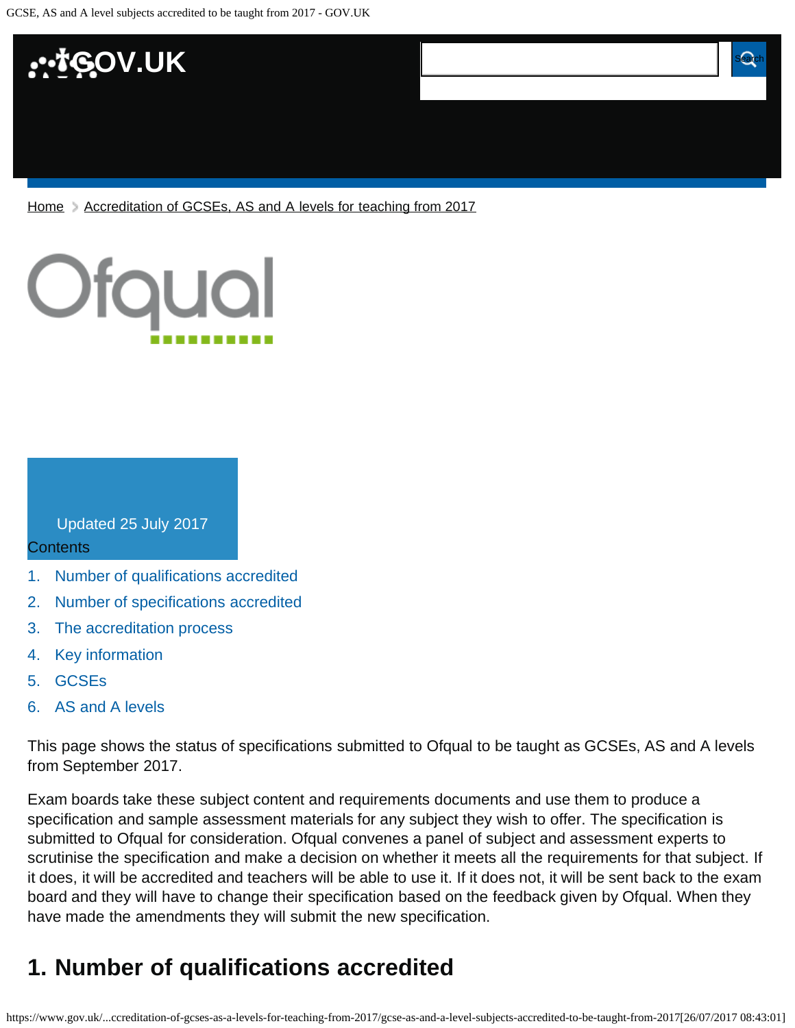Home > Accreditation of GCSEs, AS and A levels for teaching from 2017

Updated 25 July 2017

Contents

1. Number of qualifications accredited
2. Number of specifications accredited
3. The accreditation process
4. Key information
5. GCSEs
6. AS and A levels

This page shows the status of specifications submitted to Ofqual to be taught as GCSEs, AS and A levels from September 2017.

Exam boards take these subject content and requirements documents and use them to produce a specification and sample assessment materials for any subject they wish to offer. The specification is submitted to Ofqual for consideration. Ofqual convenes a panel of subject and assessment experts to scrutinise the specification and make a decision on whether it meets all the requirements for that subject. If it does, it will be accredited and teachers will be able to use it. If it does not, it will be sent back to the exam board and they will have to change their specification based on the feedback given by Ofqual. When they have made the amendments they will submit the new specification.

## 1. Number of qualifications accredited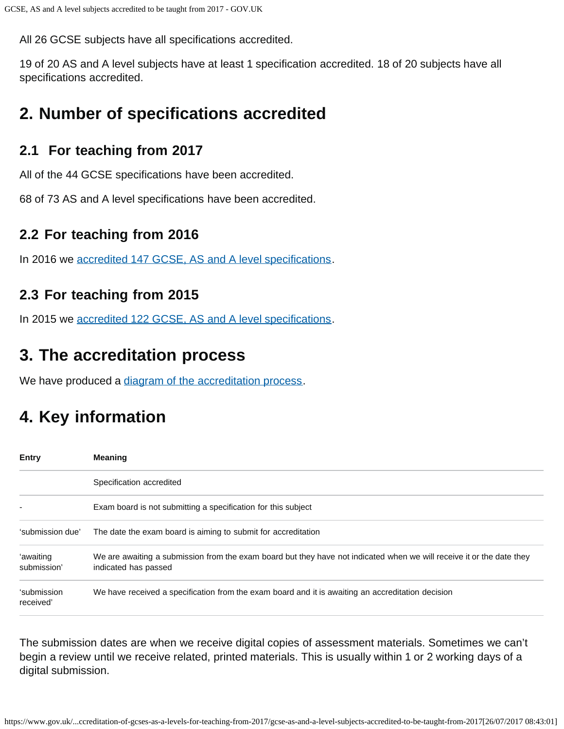All 26 GCSE subjects have all specifications accredited.

19 of 20 AS and A level subjects have at least 1 specification accredited. 18 of 20 subjects have all specifications accredited.

## 2. Number of specifications accredited

### 2.1 For teaching from 2017

All of the 44 GCSE specifications have been accredited.

68 of 73 AS and A level specifications have been accredited.

### 2.2 For teaching from 2016

In 2016 we accredited 147 GCSE, AS and A level specifications.

### 2.3 For teaching from 2015

In 2015 we accredited 122 GCSE, AS and A level specifications.

## 3. The accreditation process

We have produced a diagram of the accreditation process.

## 4. Key information

| Entry | Meaning |
|---|---|
| | Specification accredited |
| - | Exam board is not submitting a specification for this subject |
| 'submission due' | The date the exam board is aiming to submit for accreditation |
| 'awaiting submission' | We are awaiting a submission from the exam board but they have not indicated when we will receive it or the date they indicated has passed |
| 'submission received' | We have received a specification from the exam board and it is awaiting an accreditation decision |

The submission dates are when we receive digital copies of assessment materials. Sometimes we can't begin a review until we receive related, printed materials. This is usually within 1 or 2 working days of a digital submission.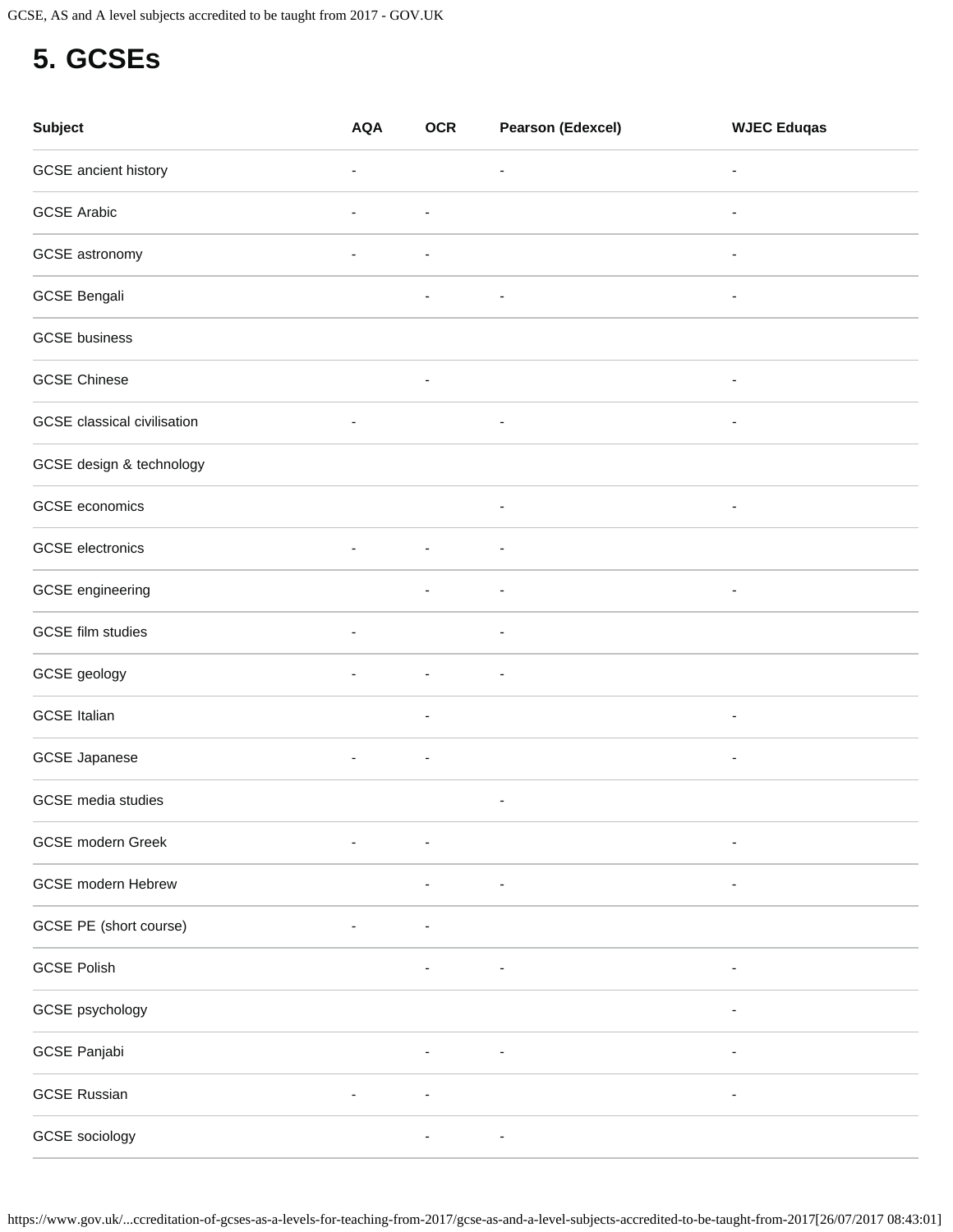## 5. GCSEs

| Subject | AQA | OCR | Pearson (Edexcel) | WJEC Eduqas |
|---|---|---|---|---|
| GCSE ancient history | - | | - | - |
| GCSE Arabic | - | - | | - |
| GCSE astronomy | - | - | | - |
| GCSE Bengali | | - | - | - |
| GCSE business | | | | |
| GCSE Chinese | | - | | - |
| GCSE classical civilisation | - | | - | - |
| GCSE design & technology | | | | |
| GCSE economics | | | - | - |
| GCSE electronics | - | - | - | |
| GCSE engineering | | - | - | - |
| GCSE film studies | - | | - | |
| GCSE geology | - | - | - | |
| GCSE Italian | | - | | - |
| GCSE Japanese | - | - | | - |
| GCSE media studies | | | - | |
| GCSE modern Greek | - | - | | - |
| GCSE modern Hebrew | | - | - | - |
| GCSE PE (short course) | - | - | | |
| GCSE Polish | | - | - | - |
| GCSE psychology | | | | - |
| GCSE Panjabi | | - | - | - |
| GCSE Russian | - | - | | - |
| GCSE sociology | | - | - | |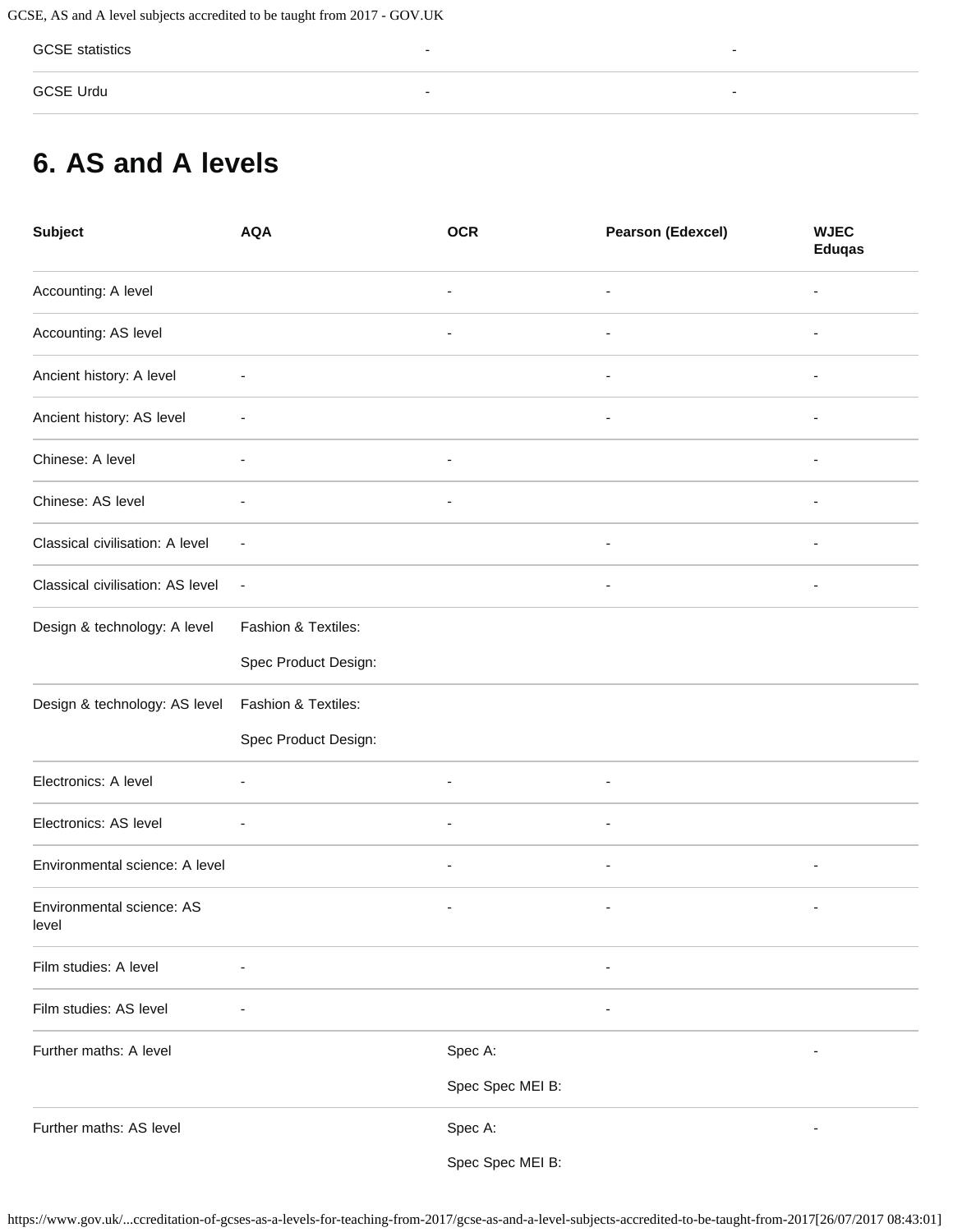| GCSE statistics | - | - |
| --- | --- | --- |
| GCSE Urdu | - | - |

## 6. AS and A levels

| Subject | AQA | OCR | Pearson (Edexcel) | WJEC Eduqas |
| --- | --- | --- | --- | --- |
| Accounting: A level | | - | - | - |
| Accounting: AS level | | - | - | - |
| Ancient history: A level | - | | - | - |
| Ancient history: AS level | - | | - | - |
| Chinese: A level | - | - | | - |
| Chinese: AS level | - | - | | - |
| Classical civilisation: A level | - | | - | - |
| Classical civilisation: AS level | - | | - | - |
| Design & technology: A level | Fashion & Textiles:<br>Spec Product Design: | | | |
| Design & technology: AS level | Fashion & Textiles:<br>Spec Product Design: | | | |
| Electronics: A level | - | - | - | |
| Electronics: AS level | - | - | - | |
| Environmental science: A level | | - | - | - |
| Environmental science: AS level | | - | - | - |
| Film studies: A level | - | | - | |
| Film studies: AS level | - | | - | |
| Further maths: A level | | Spec A:<br>Spec Spec MEI B: | | - |
| Further maths: AS level | | Spec A:<br>Spec Spec MEI B: | | - |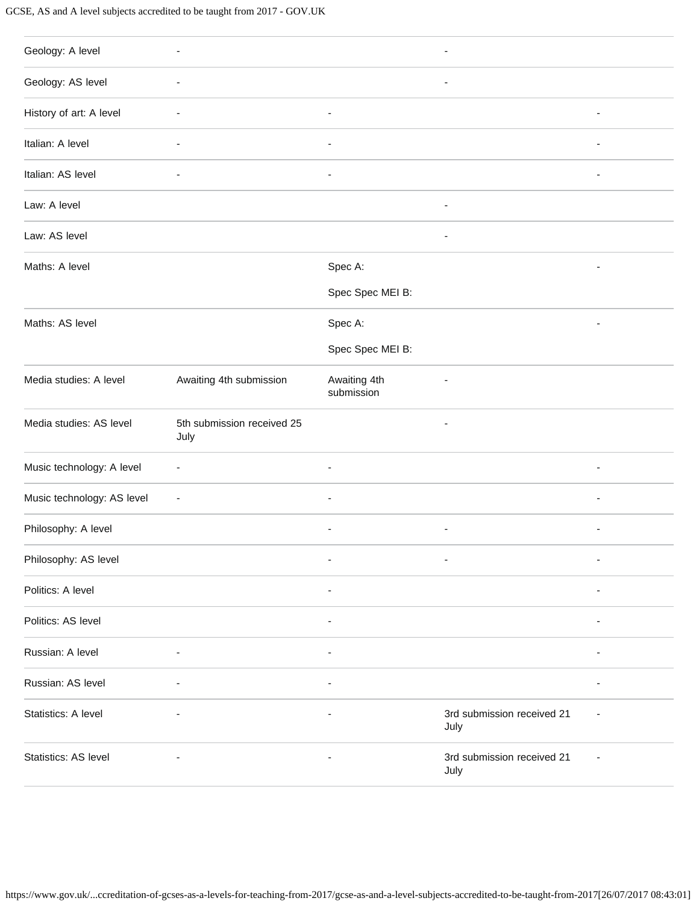| | | | | |
|---|---|---|---|---|
| Geology: A level | - | | - | |
| Geology: AS level | - | | - | |
| History of art: A level | - | - | | - |
| Italian: A level | - | - | | - |
| Italian: AS level | - | - | | - |
| Law: A level | | | - | |
| Law: AS level | | | - | |
| Maths: A level | | Spec A:<br>Spec Spec MEI B: | | - |
| Maths: AS level | | Spec A:<br>Spec Spec MEI B: | | - |
| Media studies: A level | Awaiting 4th submission | Awaiting 4th submission | - | |
| Media studies: AS level | 5th submission received 25 July | | - | |
| Music technology: A level | - | - | | - |
| Music technology: AS level | - | - | | - |
| Philosophy: A level | | - | - | - |
| Philosophy: AS level | | - | - | - |
| Politics: A level | | - | | - |
| Politics: AS level | | - | | - |
| Russian: A level | - | - | | - |
| Russian: AS level | - | - | | - |
| Statistics: A level | - | - | 3rd submission received 21 July | - |
| Statistics: AS level | - | - | 3rd submission received 21 July | - |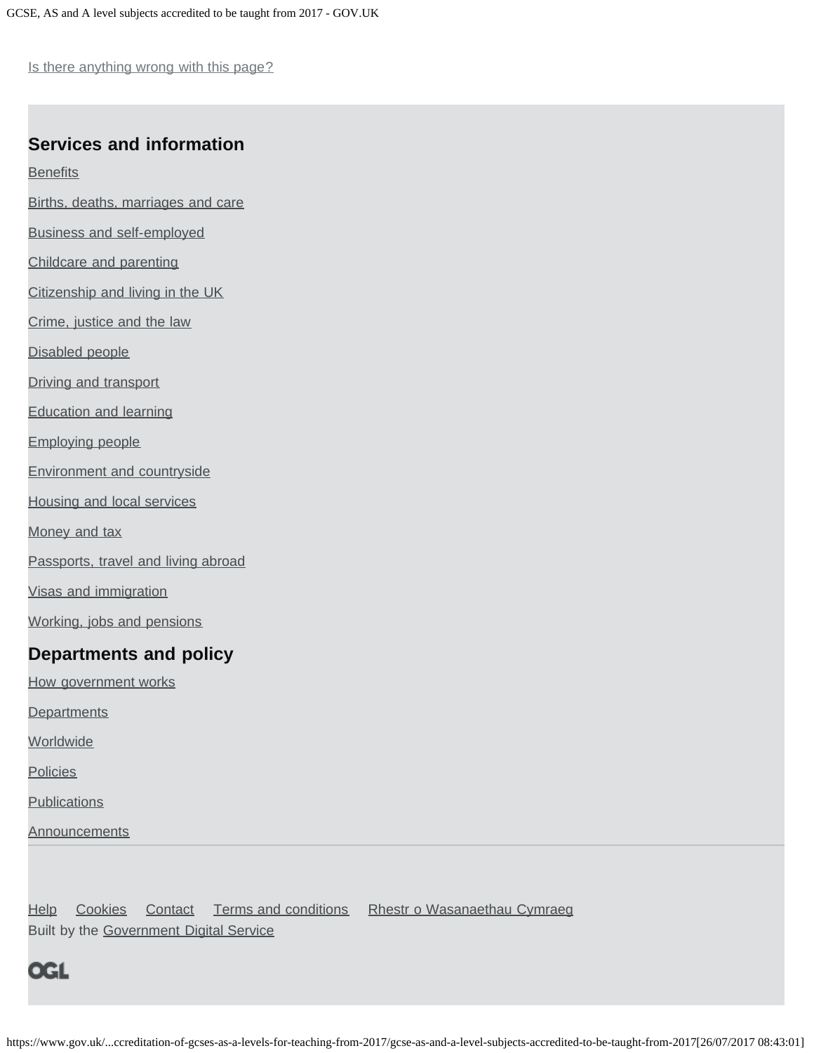Is there anything wrong with this page?

## Services and information

Benefits

Births, deaths, marriages and care

Business and self-employed

Childcare and parenting

Citizenship and living in the UK

Crime, justice and the law

Disabled people

Driving and transport

Education and learning

Employing people

Environment and countryside

Housing and local services

Money and tax

Passports, travel and living abroad

Visas and immigration

Working, jobs and pensions

## Departments and policy

How government works

Departments

Worldwide

Policies

Publications

Announcements

Help Cookies Contact Terms and conditions Rhestr o Wasanaethau Cymraeg

Built by the Government Digital Service

OGL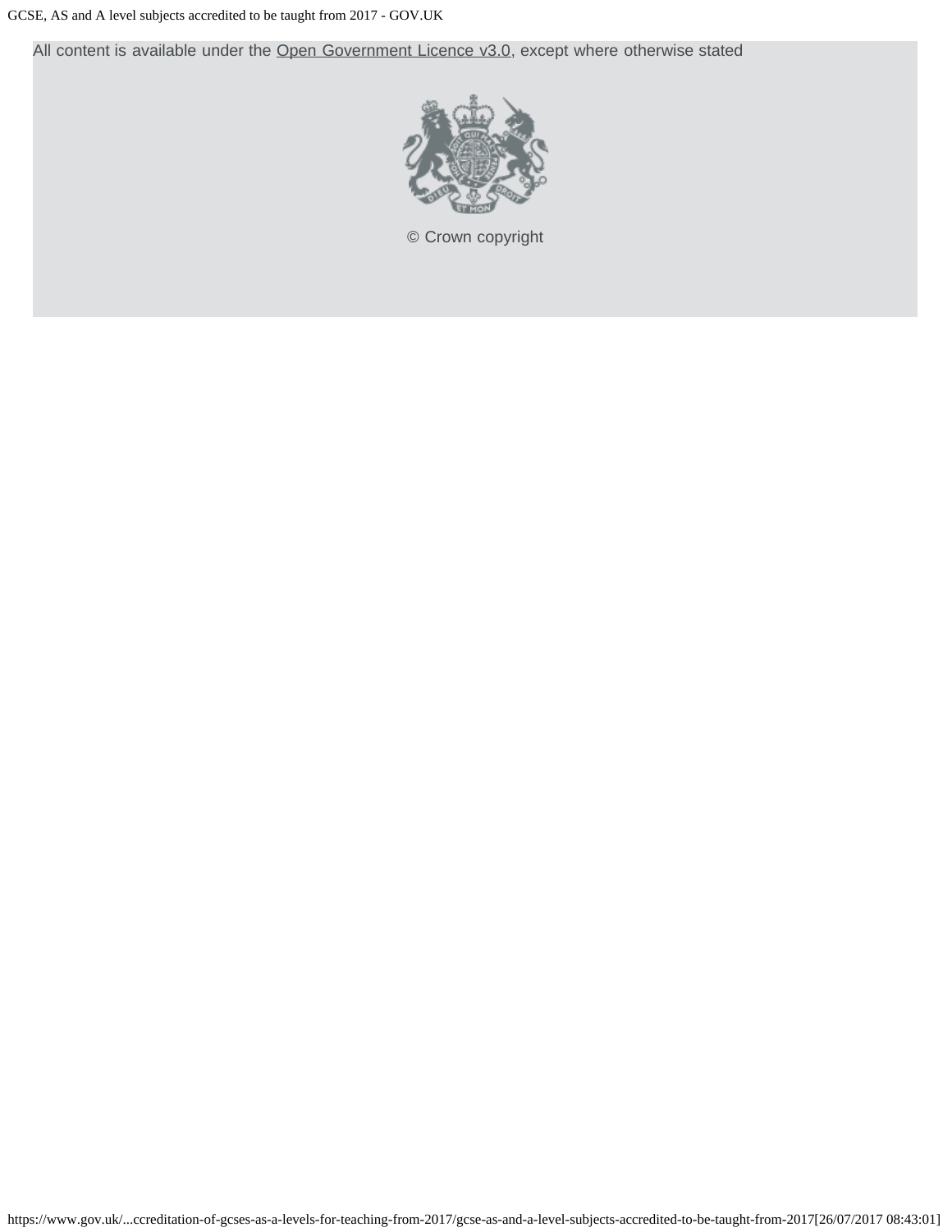All content is available under the Open Government Licence v3.0, except where otherwise stated

© Crown copyright